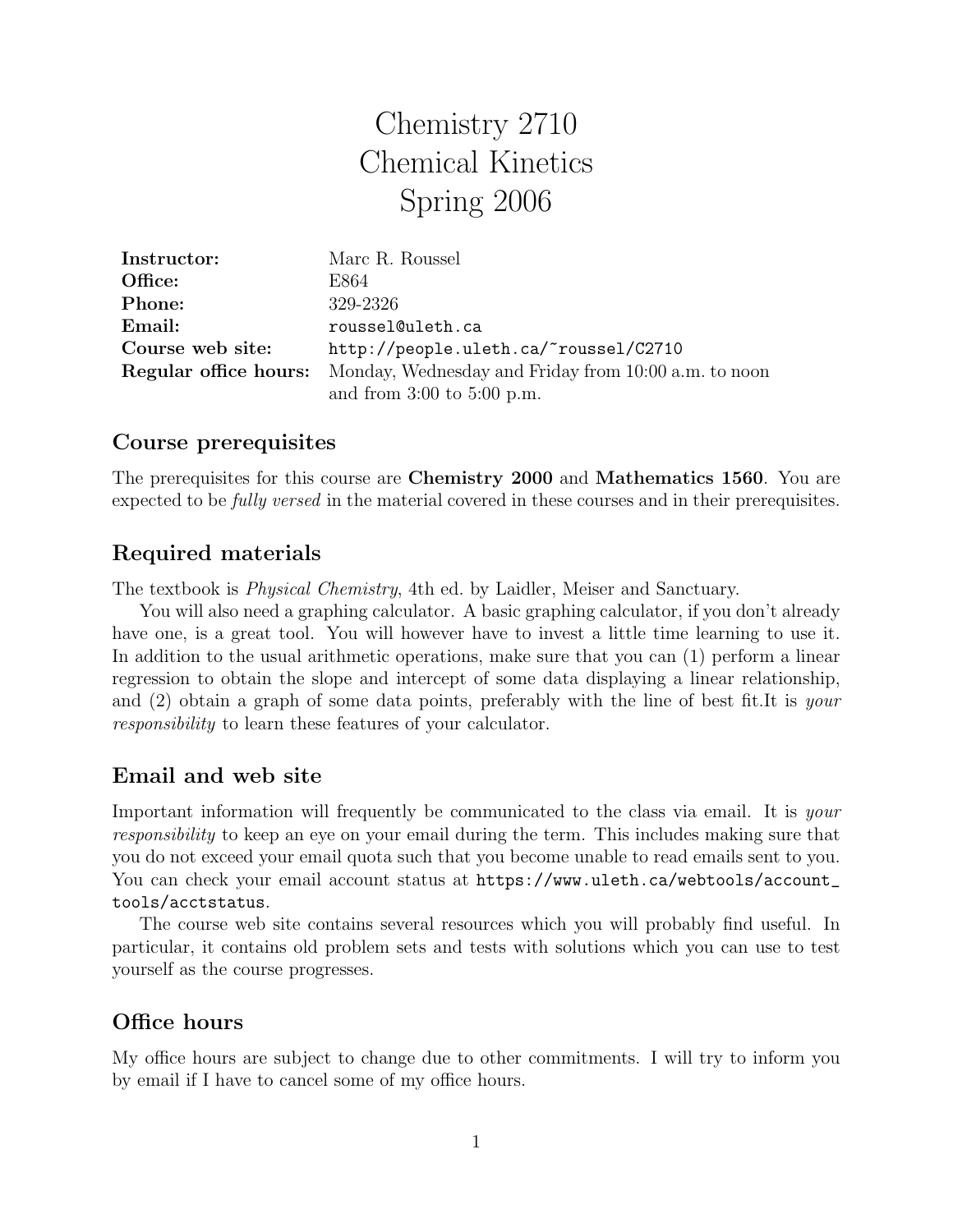# Chemistry 2710
# Chemical Kinetics
# Spring 2006

| | |
|---|---|
| **Instructor:** | Marc R. Roussel |
| **Office:** | E864 |
| **Phone:** | 329-2326 |
| **Email:** | `roussel@uleth.ca` |
| **Course web site:** | `http://people.uleth.ca/~roussel/C2710` |
| **Regular office hours:** | Monday, Wednesday and Friday from 10:00 a.m. to noon and from 3:00 to 5:00 p.m. |

## Course prerequisites

The prerequisites for this course are **Chemistry 2000** and **Mathematics 1560**. You are expected to be *fully versed* in the material covered in these courses and in their prerequisites.

## Required materials

The textbook is *Physical Chemistry*, 4th ed. by Laidler, Meiser and Sanctuary.

You will also need a graphing calculator. A basic graphing calculator, if you don't already have one, is a great tool. You will however have to invest a little time learning to use it. In addition to the usual arithmetic operations, make sure that you can (1) perform a linear regression to obtain the slope and intercept of some data displaying a linear relationship, and (2) obtain a graph of some data points, preferably with the line of best fit.It is *your responsibility* to learn these features of your calculator.

## Email and web site

Important information will frequently be communicated to the class via email. It is *your responsibility* to keep an eye on your email during the term. This includes making sure that you do not exceed your email quota such that you become unable to read emails sent to you. You can check your email account status at `https://www.uleth.ca/webtools/account_tools/acctstatus`.

The course web site contains several resources which you will probably find useful. In particular, it contains old problem sets and tests with solutions which you can use to test yourself as the course progresses.

## Office hours

My office hours are subject to change due to other commitments. I will try to inform you by email if I have to cancel some of my office hours.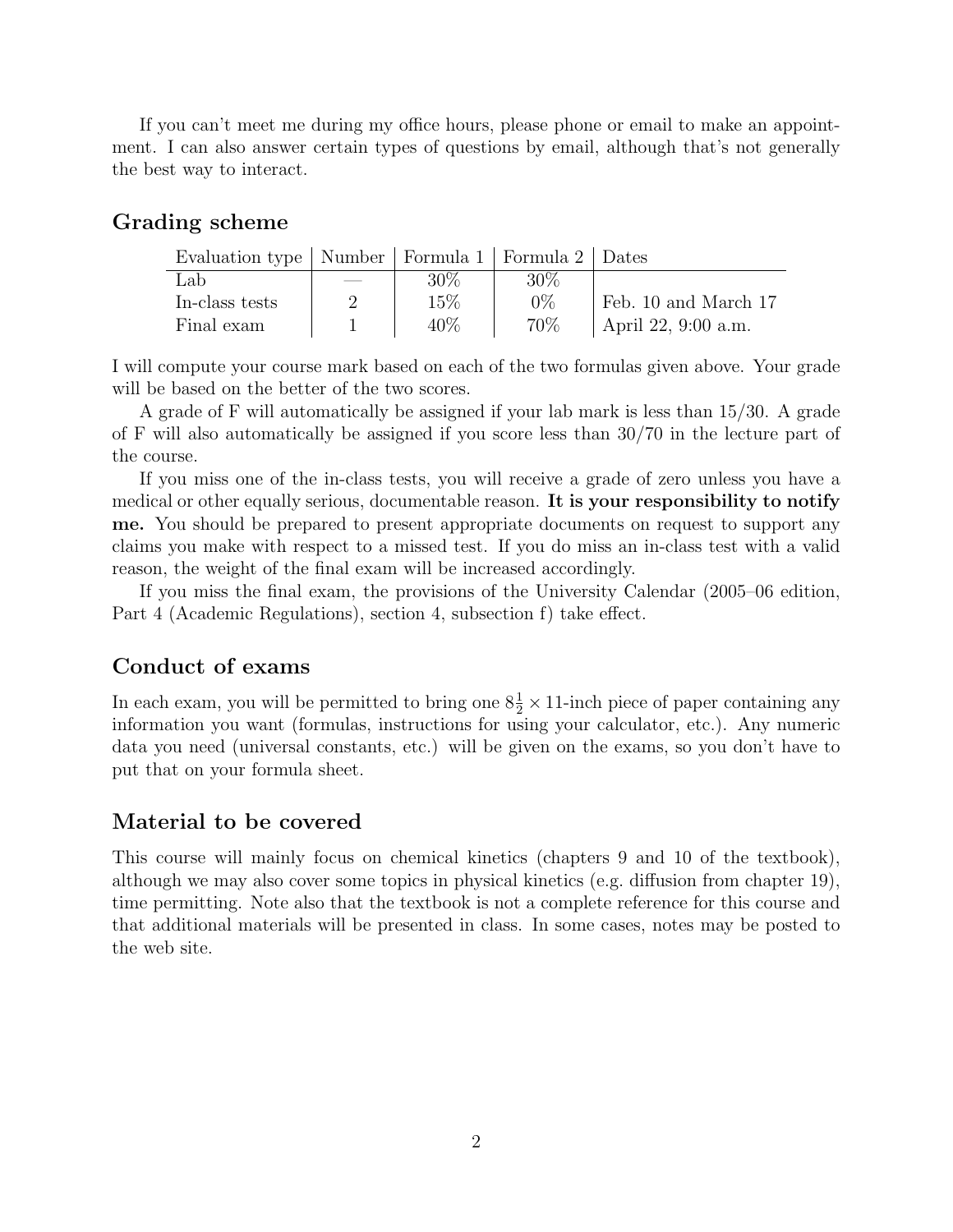If you can't meet me during my office hours, please phone or email to make an appointment. I can also answer certain types of questions by email, although that's not generally the best way to interact.

## Grading scheme

| Evaluation type | Number | Formula 1 | Formula 2 | Dates |
|---|---|---|---|---|
| Lab | — | 30% | 30% | |
| In-class tests | 2 | 15% | 0% | Feb. 10 and March 17 |
| Final exam | 1 | 40% | 70% | April 22, 9:00 a.m. |

I will compute your course mark based on each of the two formulas given above. Your grade will be based on the better of the two scores.

A grade of F will automatically be assigned if your lab mark is less than 15/30. A grade of F will also automatically be assigned if you score less than 30/70 in the lecture part of the course.

If you miss one of the in-class tests, you will receive a grade of zero unless you have a medical or other equally serious, documentable reason. **It is your responsibility to notify me.** You should be prepared to present appropriate documents on request to support any claims you make with respect to a missed test. If you do miss an in-class test with a valid reason, the weight of the final exam will be increased accordingly.

If you miss the final exam, the provisions of the University Calendar (2005–06 edition, Part 4 (Academic Regulations), section 4, subsection f) take effect.

## Conduct of exams

In each exam, you will be permitted to bring one $8\frac{1}{2} \times 11$-inch piece of paper containing any information you want (formulas, instructions for using your calculator, etc.). Any numeric data you need (universal constants, etc.) will be given on the exams, so you don't have to put that on your formula sheet.

## Material to be covered

This course will mainly focus on chemical kinetics (chapters 9 and 10 of the textbook), although we may also cover some topics in physical kinetics (e.g. diffusion from chapter 19), time permitting. Note also that the textbook is not a complete reference for this course and that additional materials will be presented in class. In some cases, notes may be posted to the web site.